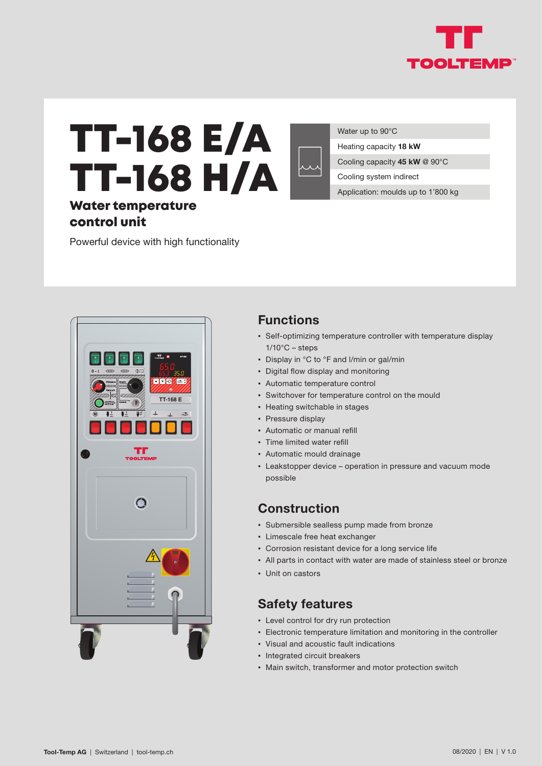# TT-168 E/A
# TT-168 H/A

## Water temperature control unit

Powerful device with high functionality

| |
|---|
| Water up to 90°C |
| Heating capacity **18 kW** |
| Cooling capacity **45 kW** @ 90°C |
| Cooling system indirect |
| Application: moulds up to 1'800 kg |

## Functions

- Self-optimizing temperature controller with temperature display 1/10°C – steps
- Display in °C to °F and l/min or gal/min
- Digital flow display and monitoring
- Automatic temperature control
- Switchover for temperature control on the mould
- Heating switchable in stages
- Pressure display
- Automatic or manual refill
- Time limited water refill
- Automatic mould drainage
- Leakstopper device – operation in pressure and vacuum mode possible

## Construction

- Submersible sealless pump made from bronze
- Limescale free heat exchanger
- Corrosion resistant device for a long service life
- All parts in contact with water are made of stainless steel or bronze
- Unit on castors

## Safety features

- Level control for dry run protection
- Electronic temperature limitation and monitoring in the controller
- Visual and acoustic fault indications
- Integrated circuit breakers
- Main switch, transformer and motor protection switch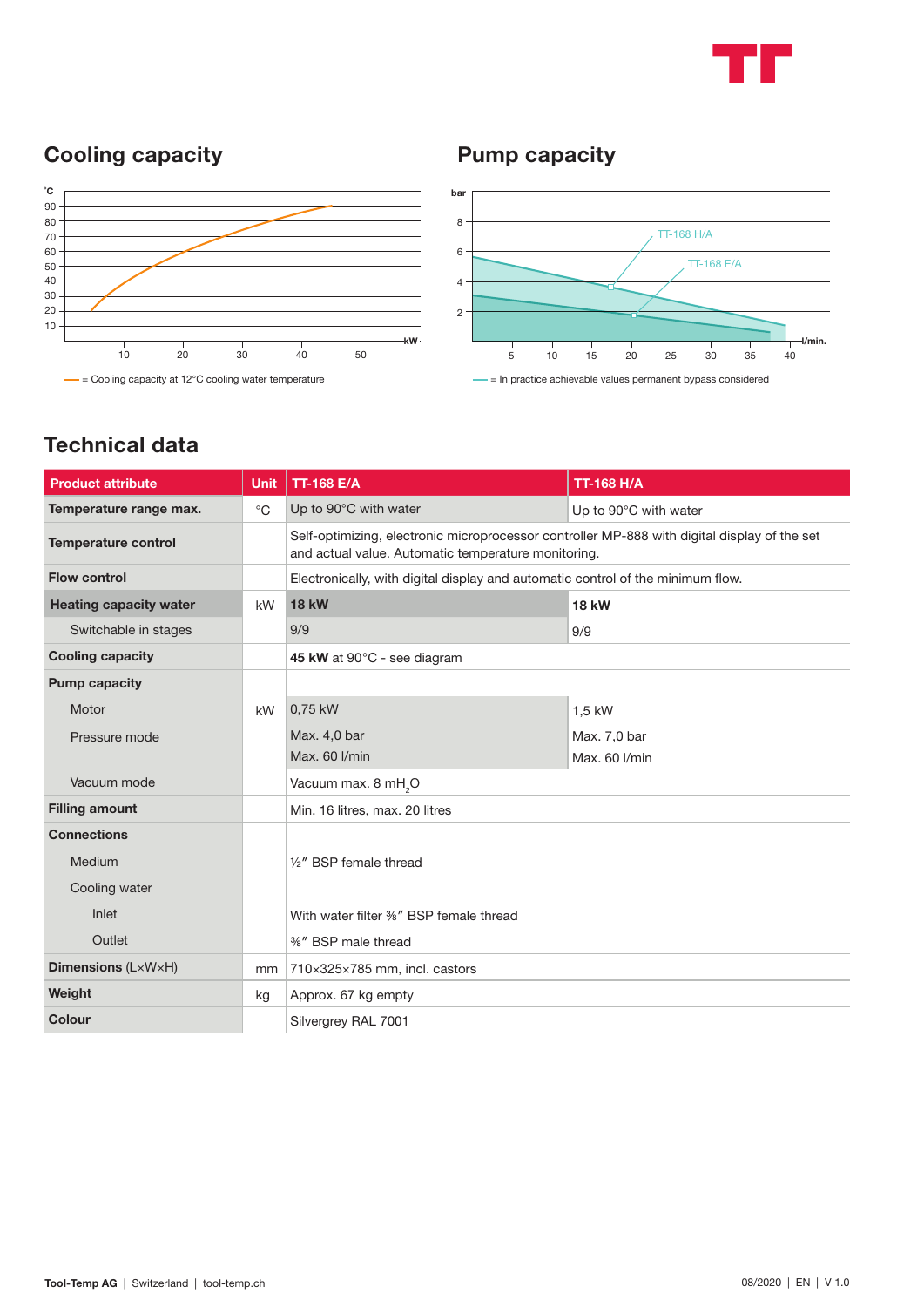## Cooling capacity

°C

90
80
70
60
50
40
30
20
10

10 20 30 40 50 kW

= Cooling capacity at 12°C cooling water temperature

## Pump capacity

bar

8
6
4
2

TT-168 H/A

TT-168 E/A

5 10 15 20 25 30 35 40 l/min.

= In practice achievable values permanent bypass considered

## Technical data

| Product attribute | Unit | TT-168 E/A | TT-168 H/A |
|---|---|---|---|
| **Temperature range max.** | °C | Up to 90°C with water | Up to 90°C with water |
| **Temperature control** | | Self-optimizing, electronic microprocessor controller MP-888 with digital display of the set and actual value. Automatic temperature monitoring. | |
| **Flow control** | | Electronically, with digital display and automatic control of the minimum flow. | |
| **Heating capacity water** | kW | **18 kW** | **18 kW** |
| Switchable in stages | | 9/9 | 9/9 |
| **Cooling capacity** | | **45 kW** at 90°C - see diagram | |
| **Pump capacity** | | | |
| Motor | kW | 0,75 kW | 1,5 kW |
| Pressure mode | | Max. 4,0 bar<br>Max. 60 l/min | Max. 7,0 bar<br>Max. 60 l/min |
| Vacuum mode | | Vacuum max. 8 $mH_2O$ | |
| **Filling amount** | | Min. 16 litres, max. 20 litres | |
| **Connections** | | | |
| Medium | | ½″ BSP female thread | |
| Cooling water | | | |
| Inlet | | With water filter ⅜″ BSP female thread | |
| Outlet | | ⅜″ BSP male thread | |
| **Dimensions** (L×W×H) | mm | 710×325×785 mm, incl. castors | |
| **Weight** | kg | Approx. 67 kg empty | |
| **Colour** | | Silvergrey RAL 7001 | |

**Tool-Temp AG** | Switzerland | tool-temp.ch

08/2020 | EN | V 1.0